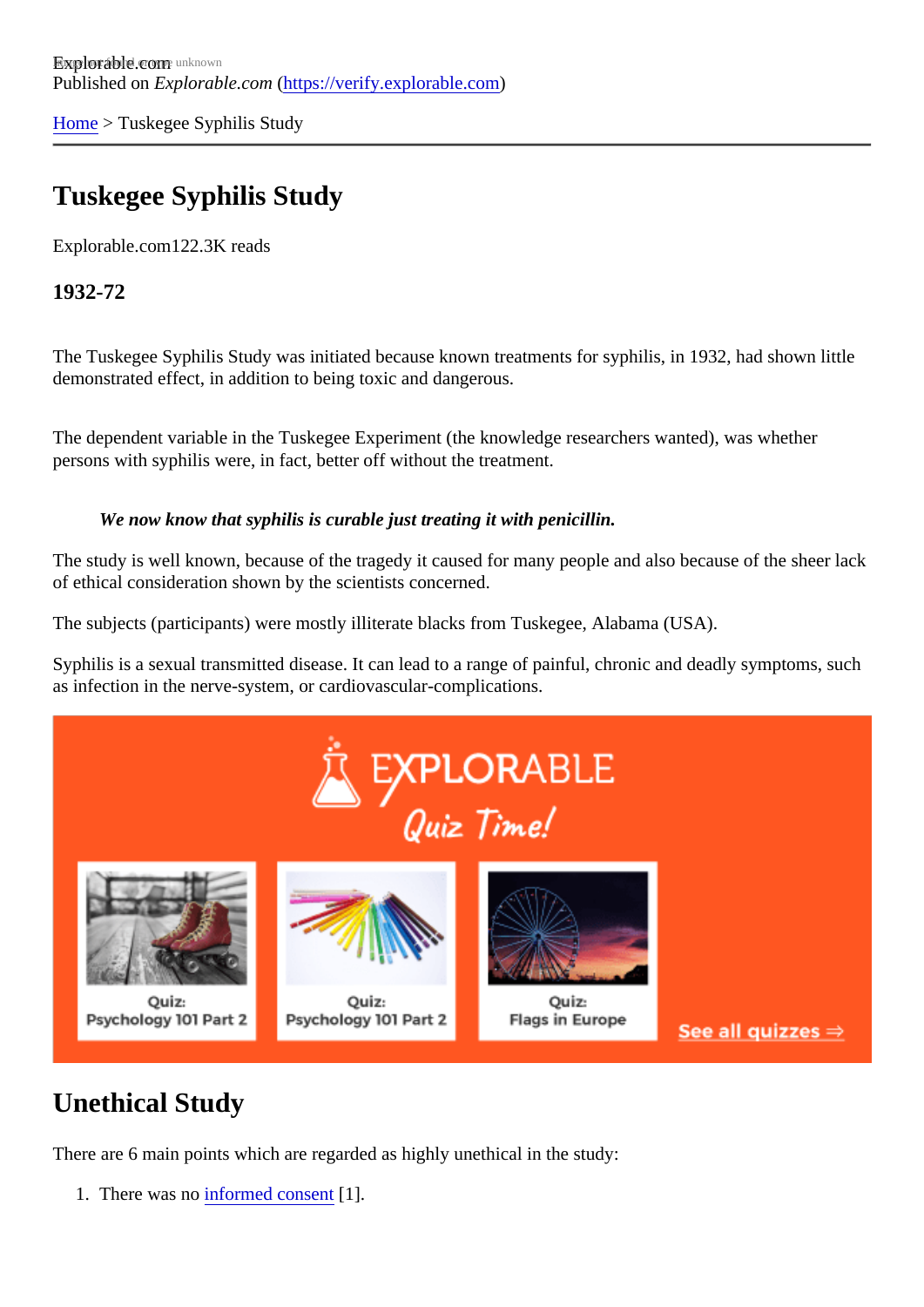Published on *Explorable.com* (https://verify.explorable.com)

Home > Tuskegee Syphilis Study

# Tuskegee Syphilis Study

Explorable.com122.3K reads

### 1932-72

The Tuskegee Syphilis Study was initiated because known treatments for syphilis, in 1932, had shown little demonstrated effect, in addition to being toxic and dangerous.

The dependent variable in the Tuskegee Experiment (the knowledge researchers wanted), was whether persons with syphilis were, in fact, better off without the treatment.

> ***We now know that syphilis is curable just treating it with penicillin.***

The study is well known, because of the tragedy it caused for many people and also because of the sheer lack of ethical consideration shown by the scientists concerned.

The subjects (participants) were mostly illiterate blacks from Tuskegee, Alabama (USA).

Syphilis is a sexual transmitted disease. It can lead to a range of painful, chronic and deadly symptoms, such as infection in the nerve-system, or cardiovascular-complications.

## Unethical Study

There are 6 main points which are regarded as highly unethical in the study:

1. There was no informed consent [1].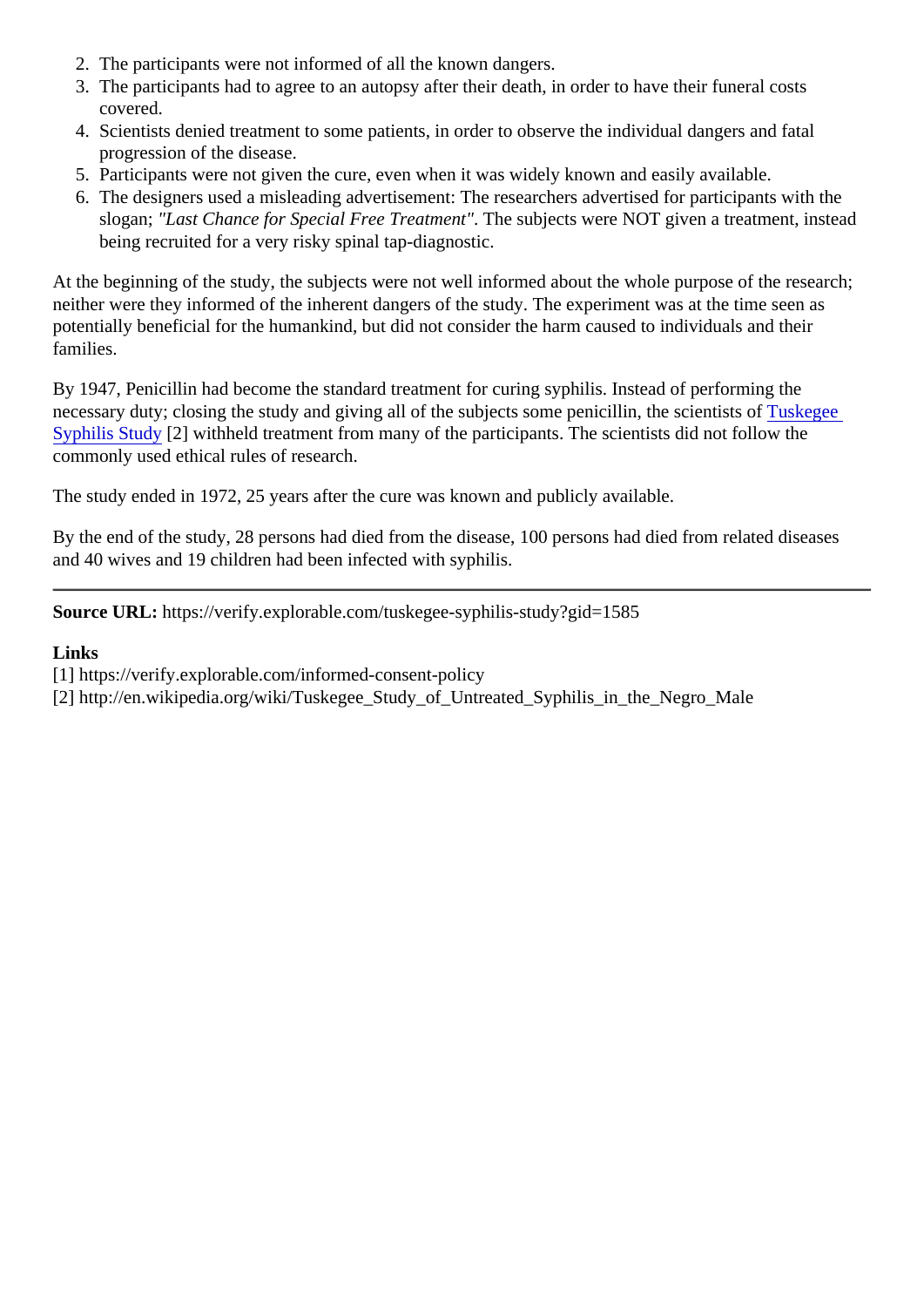2. The participants were not informed of all the known dangers.
3. The participants had to agree to an autopsy after their death, in order to have their funeral costs covered.
4. Scientists denied treatment to some patients, in order to observe the individual dangers and fatal progression of the disease.
5. Participants were not given the cure, even when it was widely known and easily available.
6. The designers used a misleading advertisement: The researchers advertised for participants with the slogan; *"Last Chance for Special Free Treatment"*. The subjects were NOT given a treatment, instead being recruited for a very risky spinal tap-diagnostic.

At the beginning of the study, the subjects were not well informed about the whole purpose of the research; neither were they informed of the inherent dangers of the study. The experiment was at the time seen as potentially beneficial for the humankind, but did not consider the harm caused to individuals and their families.

By 1947, Penicillin had become the standard treatment for curing syphilis. Instead of performing the necessary duty; closing the study and giving all of the subjects some penicillin, the scientists of Tuskegee Syphilis Study [2] withheld treatment from many of the participants. The scientists did not follow the commonly used ethical rules of research.

The study ended in 1972, 25 years after the cure was known and publicly available.

By the end of the study, 28 persons had died from the disease, 100 persons had died from related diseases and 40 wives and 19 children had been infected with syphilis.

---

**Source URL:** https://verify.explorable.com/tuskegee-syphilis-study?gid=1585

**Links**
[1] https://verify.explorable.com/informed-consent-policy
[2] http://en.wikipedia.org/wiki/Tuskegee_Study_of_Untreated_Syphilis_in_the_Negro_Male